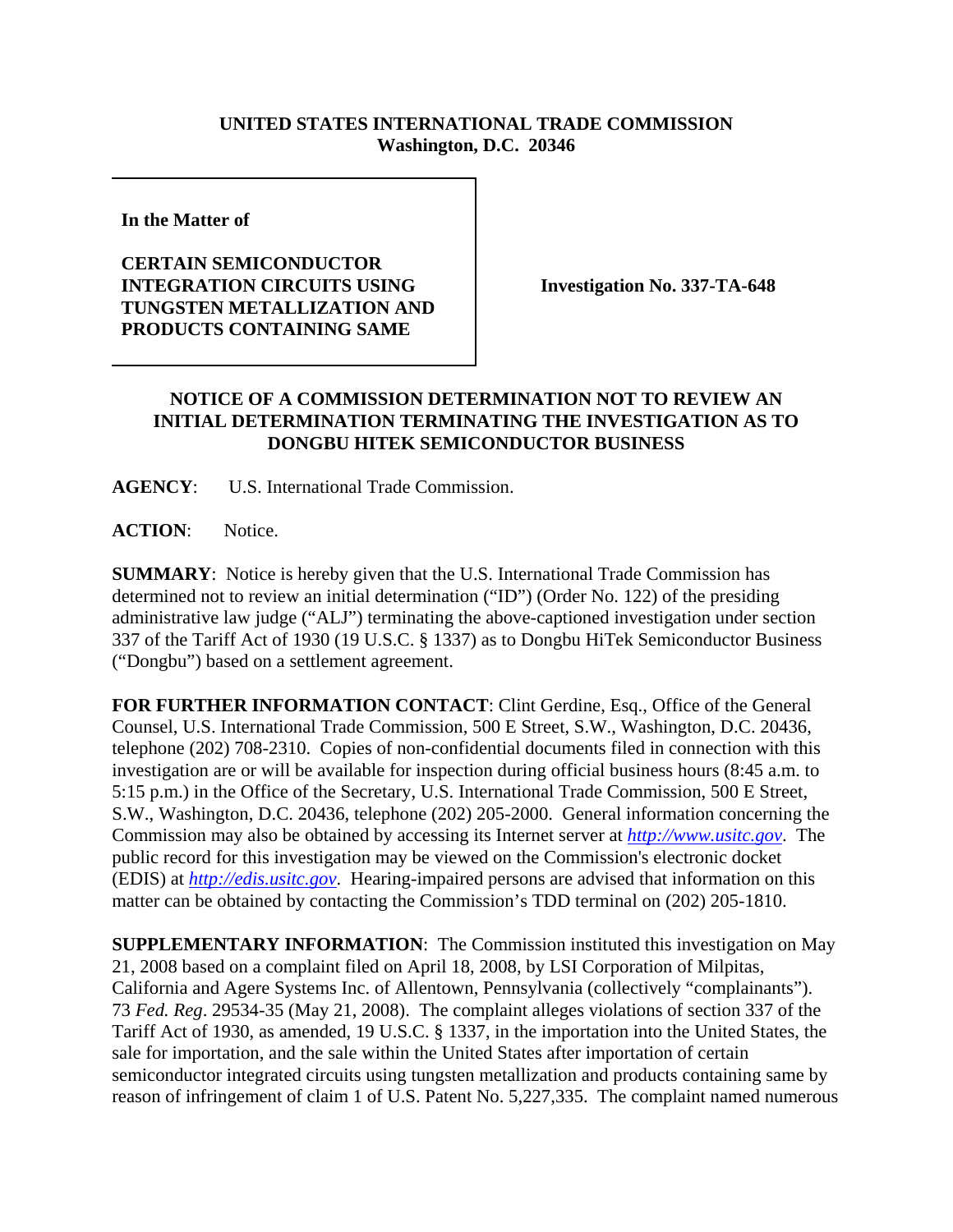**UNITED STATES INTERNATIONAL TRADE COMMISSION**
**Washington, D.C. 20346**

**In the Matter of**

**CERTAIN SEMICONDUCTOR INTEGRATION CIRCUITS USING TUNGSTEN METALLIZATION AND PRODUCTS CONTAINING SAME**

**Investigation No. 337-TA-648**

## NOTICE OF A COMMISSION DETERMINATION NOT TO REVIEW AN INITIAL DETERMINATION TERMINATING THE INVESTIGATION AS TO DONGBU HITEK SEMICONDUCTOR BUSINESS

**AGENCY**: U.S. International Trade Commission.

**ACTION**: Notice.

**SUMMARY**: Notice is hereby given that the U.S. International Trade Commission has determined not to review an initial determination ("ID") (Order No. 122) of the presiding administrative law judge ("ALJ") terminating the above-captioned investigation under section 337 of the Tariff Act of 1930 (19 U.S.C. § 1337) as to Dongbu HiTek Semiconductor Business ("Dongbu") based on a settlement agreement.

**FOR FURTHER INFORMATION CONTACT**: Clint Gerdine, Esq., Office of the General Counsel, U.S. International Trade Commission, 500 E Street, S.W., Washington, D.C. 20436, telephone (202) 708-2310. Copies of non-confidential documents filed in connection with this investigation are or will be available for inspection during official business hours (8:45 a.m. to 5:15 p.m.) in the Office of the Secretary, U.S. International Trade Commission, 500 E Street, S.W., Washington, D.C. 20436, telephone (202) 205-2000. General information concerning the Commission may also be obtained by accessing its Internet server at *http://www.usitc.gov*. The public record for this investigation may be viewed on the Commission's electronic docket (EDIS) at *http://edis.usitc.gov*. Hearing-impaired persons are advised that information on this matter can be obtained by contacting the Commission's TDD terminal on (202) 205-1810.

**SUPPLEMENTARY INFORMATION**: The Commission instituted this investigation on May 21, 2008 based on a complaint filed on April 18, 2008, by LSI Corporation of Milpitas, California and Agere Systems Inc. of Allentown, Pennsylvania (collectively "complainants"). 73 *Fed. Reg*. 29534-35 (May 21, 2008). The complaint alleges violations of section 337 of the Tariff Act of 1930, as amended, 19 U.S.C. § 1337, in the importation into the United States, the sale for importation, and the sale within the United States after importation of certain semiconductor integrated circuits using tungsten metallization and products containing same by reason of infringement of claim 1 of U.S. Patent No. 5,227,335. The complaint named numerous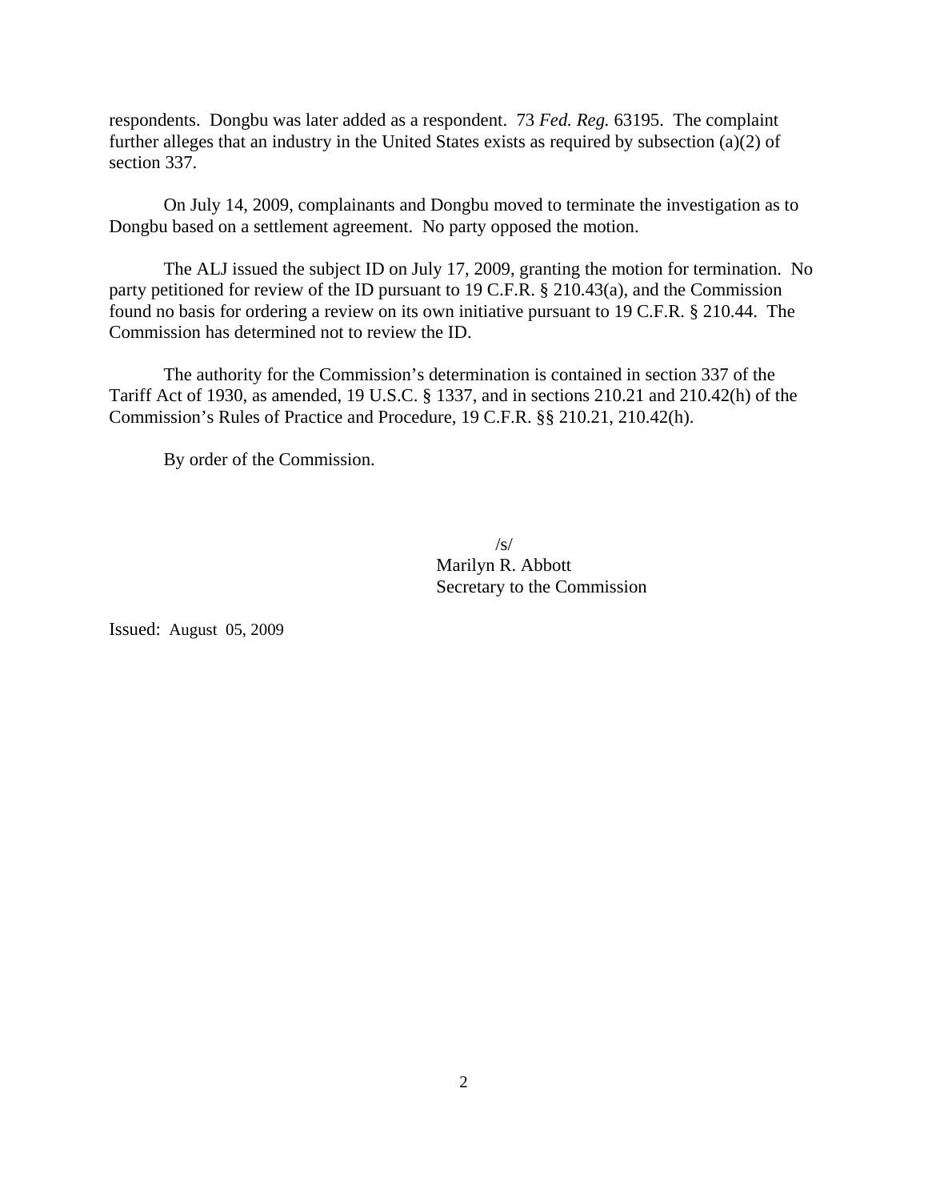respondents. Dongbu was later added as a respondent. 73 *Fed. Reg.* 63195. The complaint further alleges that an industry in the United States exists as required by subsection (a)(2) of section 337.

On July 14, 2009, complainants and Dongbu moved to terminate the investigation as to Dongbu based on a settlement agreement. No party opposed the motion.

The ALJ issued the subject ID on July 17, 2009, granting the motion for termination. No party petitioned for review of the ID pursuant to 19 C.F.R. § 210.43(a), and the Commission found no basis for ordering a review on its own initiative pursuant to 19 C.F.R. § 210.44. The Commission has determined not to review the ID.

The authority for the Commission's determination is contained in section 337 of the Tariff Act of 1930, as amended, 19 U.S.C. § 1337, and in sections 210.21 and 210.42(h) of the Commission's Rules of Practice and Procedure, 19 C.F.R. §§ 210.21, 210.42(h).

By order of the Commission.

/s/
Marilyn R. Abbott
Secretary to the Commission

Issued: August 05, 2009